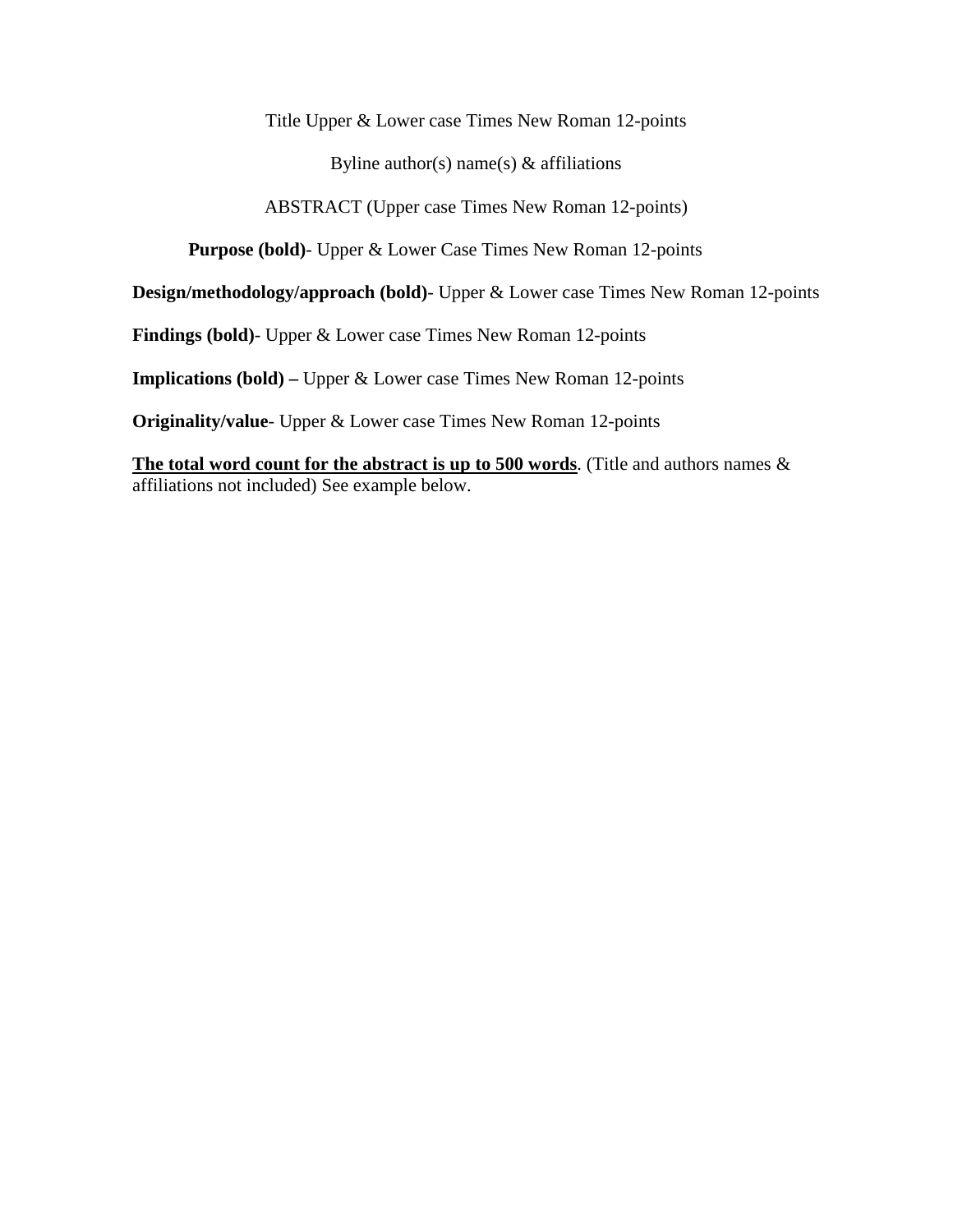Title Upper & Lower case Times New Roman 12-points

Byline author(s) name(s) & affiliations

ABSTRACT (Upper case Times New Roman 12-points)

**Purpose (bold)**- Upper & Lower Case Times New Roman 12-points

**Design/methodology/approach (bold)**- Upper & Lower case Times New Roman 12-points

**Findings (bold)**- Upper & Lower case Times New Roman 12-points

**Implications (bold) –** Upper & Lower case Times New Roman 12-points

**Originality/value**- Upper & Lower case Times New Roman 12-points

<u>**The total word count for the abstract is up to 500 words**</u>. (Title and authors names & affiliations not included) See example below.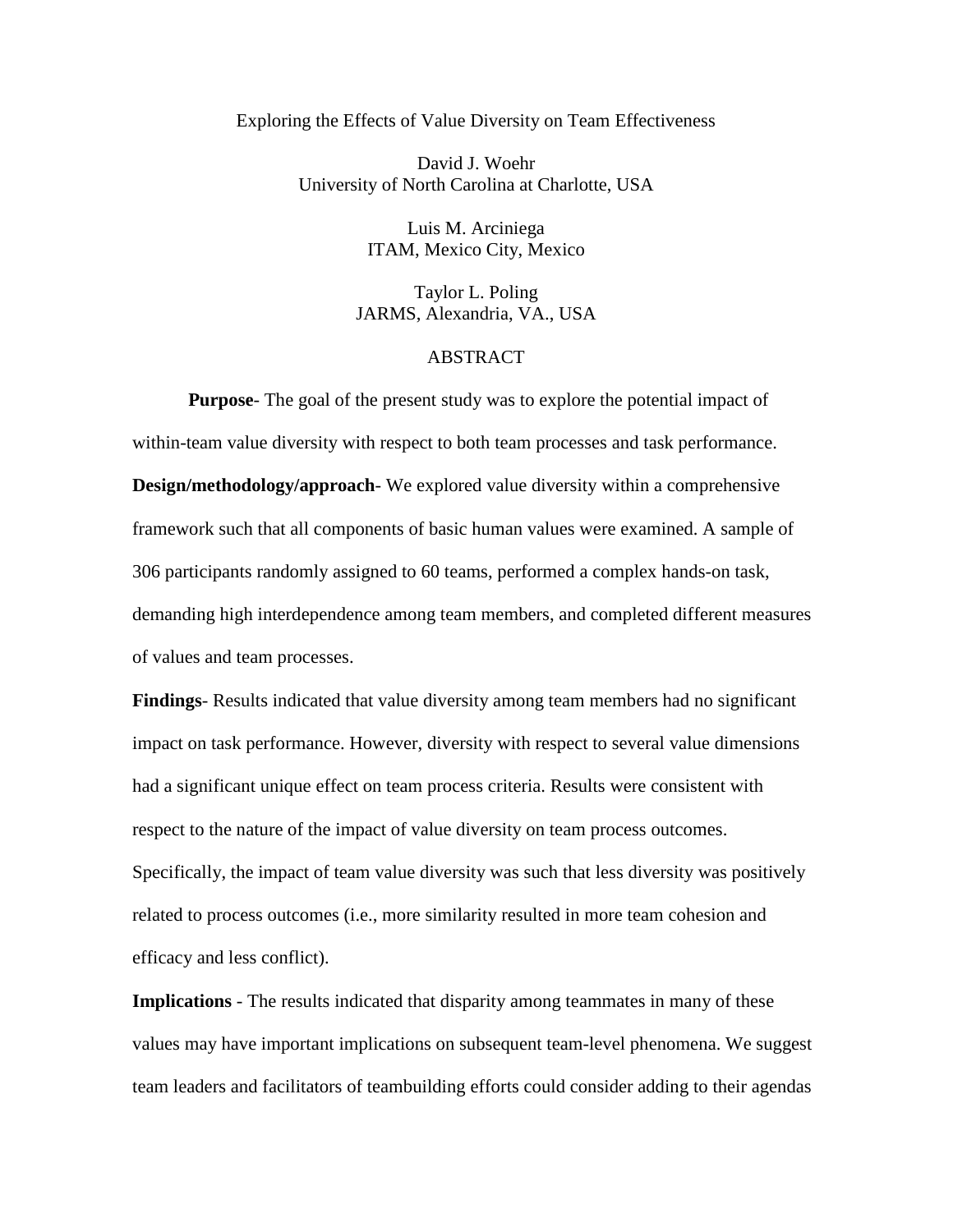Exploring the Effects of Value Diversity on Team Effectiveness

David J. Woehr
University of North Carolina at Charlotte, USA

Luis M. Arciniega
ITAM, Mexico City, Mexico

Taylor L. Poling
JARMS, Alexandria, VA., USA

ABSTRACT

**Purpose**- The goal of the present study was to explore the potential impact of within-team value diversity with respect to both team processes and task performance.

**Design/methodology/approach**- We explored value diversity within a comprehensive framework such that all components of basic human values were examined. A sample of 306 participants randomly assigned to 60 teams, performed a complex hands-on task, demanding high interdependence among team members, and completed different measures of values and team processes.

**Findings**- Results indicated that value diversity among team members had no significant impact on task performance. However, diversity with respect to several value dimensions had a significant unique effect on team process criteria. Results were consistent with respect to the nature of the impact of value diversity on team process outcomes. Specifically, the impact of team value diversity was such that less diversity was positively related to process outcomes (i.e., more similarity resulted in more team cohesion and efficacy and less conflict).

**Implications** - The results indicated that disparity among teammates in many of these values may have important implications on subsequent team-level phenomena. We suggest team leaders and facilitators of teambuilding efforts could consider adding to their agendas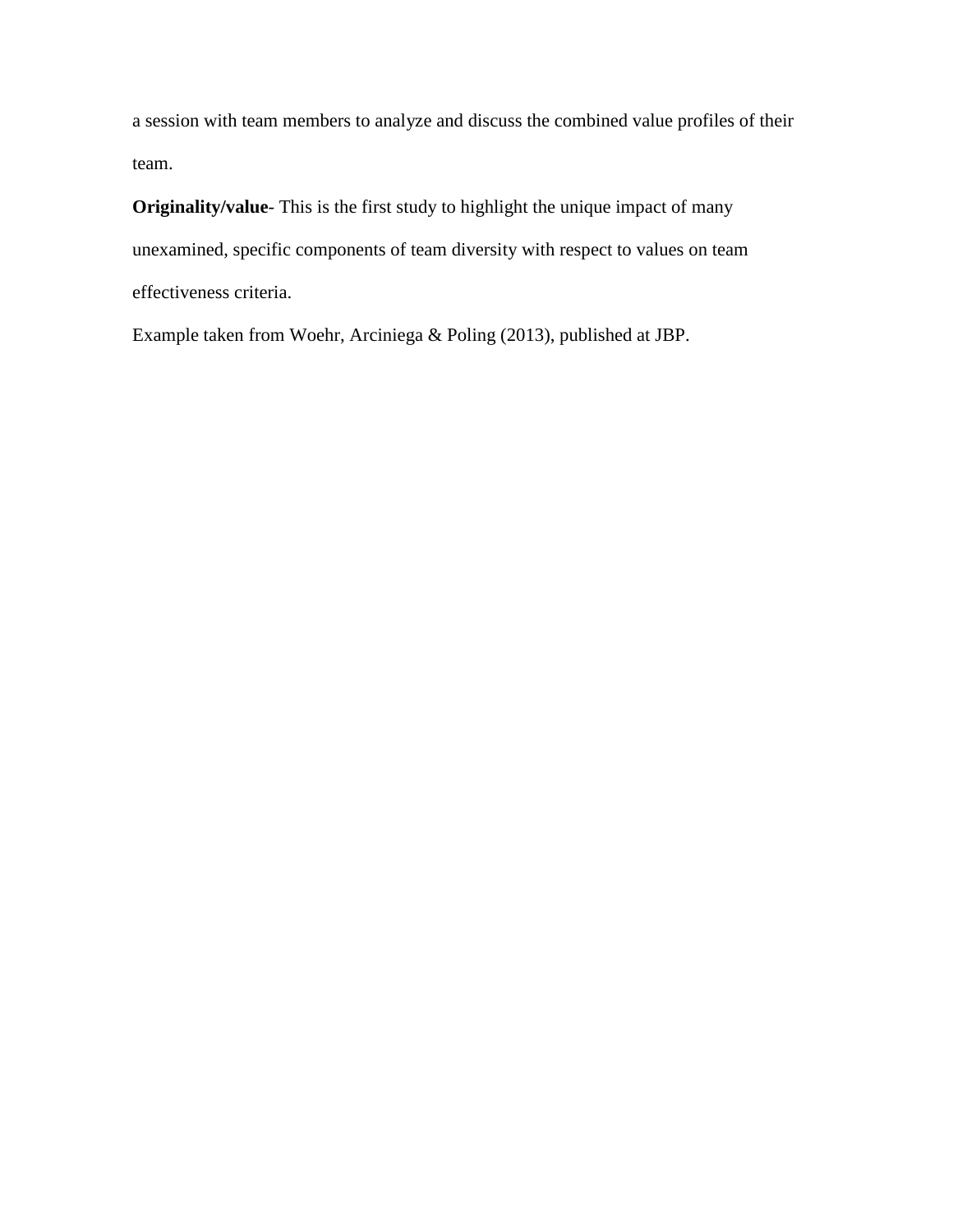a session with team members to analyze and discuss the combined value profiles of their team.

**Originality/value**- This is the first study to highlight the unique impact of many unexamined, specific components of team diversity with respect to values on team effectiveness criteria.

Example taken from Woehr, Arciniega & Poling (2013), published at JBP.